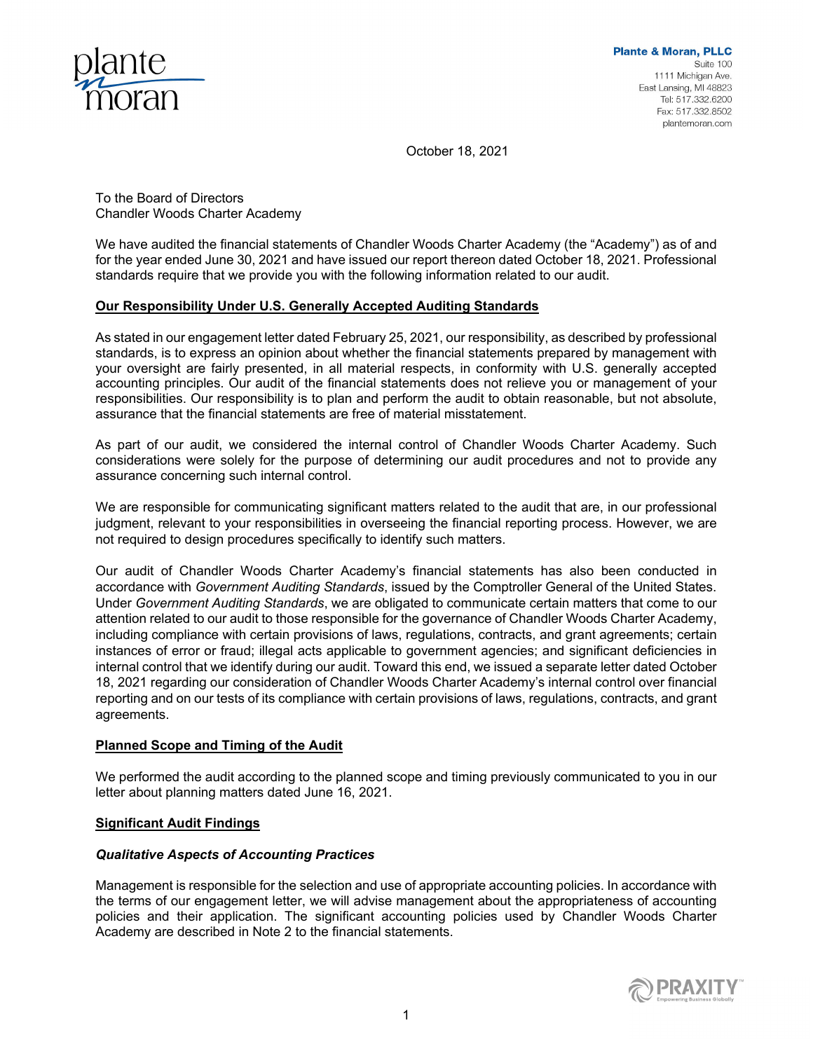**Plante & Moran, PLLC**
Suite 100
1111 Michigan Ave.
East Lansing, MI 48823
Tel: 517.332.6200
Fax: 517.332.8502
plantemoran.com

October 18, 2021

To the Board of Directors
Chandler Woods Charter Academy

We have audited the financial statements of Chandler Woods Charter Academy (the "Academy") as of and for the year ended June 30, 2021 and have issued our report thereon dated October 18, 2021. Professional standards require that we provide you with the following information related to our audit.

## Our Responsibility Under U.S. Generally Accepted Auditing Standards

As stated in our engagement letter dated February 25, 2021, our responsibility, as described by professional standards, is to express an opinion about whether the financial statements prepared by management with your oversight are fairly presented, in all material respects, in conformity with U.S. generally accepted accounting principles. Our audit of the financial statements does not relieve you or management of your responsibilities. Our responsibility is to plan and perform the audit to obtain reasonable, but not absolute, assurance that the financial statements are free of material misstatement.

As part of our audit, we considered the internal control of Chandler Woods Charter Academy. Such considerations were solely for the purpose of determining our audit procedures and not to provide any assurance concerning such internal control.

We are responsible for communicating significant matters related to the audit that are, in our professional judgment, relevant to your responsibilities in overseeing the financial reporting process. However, we are not required to design procedures specifically to identify such matters.

Our audit of Chandler Woods Charter Academy's financial statements has also been conducted in accordance with *Government Auditing Standards*, issued by the Comptroller General of the United States. Under *Government Auditing Standards*, we are obligated to communicate certain matters that come to our attention related to our audit to those responsible for the governance of Chandler Woods Charter Academy, including compliance with certain provisions of laws, regulations, contracts, and grant agreements; certain instances of error or fraud; illegal acts applicable to government agencies; and significant deficiencies in internal control that we identify during our audit. Toward this end, we issued a separate letter dated October 18, 2021 regarding our consideration of Chandler Woods Charter Academy's internal control over financial reporting and on our tests of its compliance with certain provisions of laws, regulations, contracts, and grant agreements.

## Planned Scope and Timing of the Audit

We performed the audit according to the planned scope and timing previously communicated to you in our letter about planning matters dated June 16, 2021.

## Significant Audit Findings

### *Qualitative Aspects of Accounting Practices*

Management is responsible for the selection and use of appropriate accounting policies. In accordance with the terms of our engagement letter, we will advise management about the appropriateness of accounting policies and their application. The significant accounting policies used by Chandler Woods Charter Academy are described in Note 2 to the financial statements.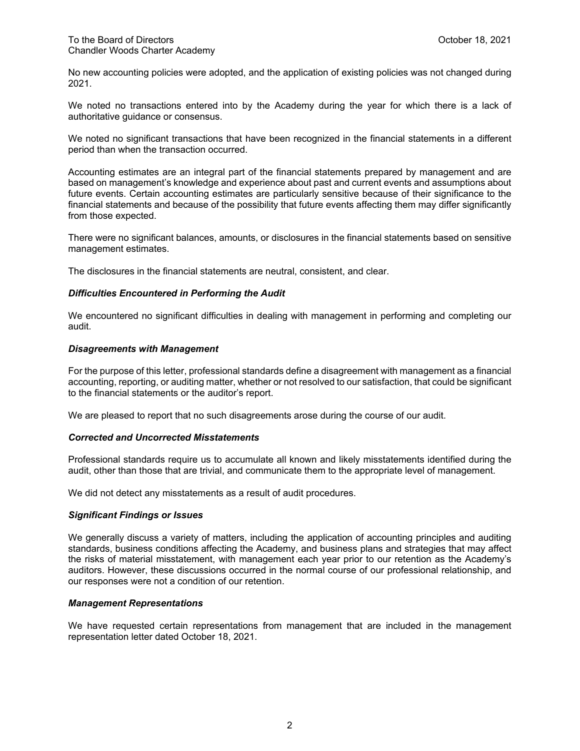To the Board of Directors
Chandler Woods Charter Academy

October 18, 2021

No new accounting policies were adopted, and the application of existing policies was not changed during 2021.

We noted no transactions entered into by the Academy during the year for which there is a lack of authoritative guidance or consensus.

We noted no significant transactions that have been recognized in the financial statements in a different period than when the transaction occurred.

Accounting estimates are an integral part of the financial statements prepared by management and are based on management's knowledge and experience about past and current events and assumptions about future events. Certain accounting estimates are particularly sensitive because of their significance to the financial statements and because of the possibility that future events affecting them may differ significantly from those expected.

There were no significant balances, amounts, or disclosures in the financial statements based on sensitive management estimates.

The disclosures in the financial statements are neutral, consistent, and clear.

***Difficulties Encountered in Performing the Audit***

We encountered no significant difficulties in dealing with management in performing and completing our audit.

***Disagreements with Management***

For the purpose of this letter, professional standards define a disagreement with management as a financial accounting, reporting, or auditing matter, whether or not resolved to our satisfaction, that could be significant to the financial statements or the auditor's report.

We are pleased to report that no such disagreements arose during the course of our audit.

***Corrected and Uncorrected Misstatements***

Professional standards require us to accumulate all known and likely misstatements identified during the audit, other than those that are trivial, and communicate them to the appropriate level of management.

We did not detect any misstatements as a result of audit procedures.

***Significant Findings or Issues***

We generally discuss a variety of matters, including the application of accounting principles and auditing standards, business conditions affecting the Academy, and business plans and strategies that may affect the risks of material misstatement, with management each year prior to our retention as the Academy's auditors. However, these discussions occurred in the normal course of our professional relationship, and our responses were not a condition of our retention.

***Management Representations***

We have requested certain representations from management that are included in the management representation letter dated October 18, 2021.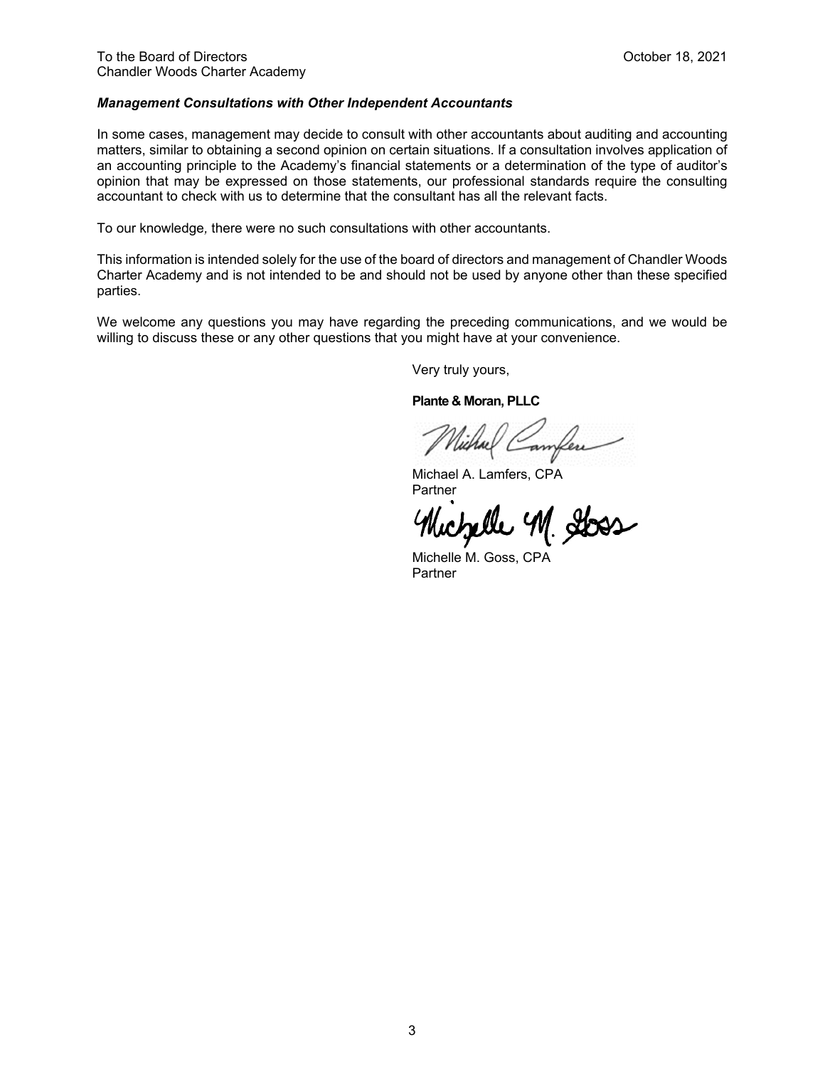To the Board of Directors
Chandler Woods Charter Academy

October 18, 2021

***Management Consultations with Other Independent Accountants***

In some cases, management may decide to consult with other accountants about auditing and accounting matters, similar to obtaining a second opinion on certain situations. If a consultation involves application of an accounting principle to the Academy's financial statements or a determination of the type of auditor's opinion that may be expressed on those statements, our professional standards require the consulting accountant to check with us to determine that the consultant has all the relevant facts.

To our knowledge, there were no such consultations with other accountants.

This information is intended solely for the use of the board of directors and management of Chandler Woods Charter Academy and is not intended to be and should not be used by anyone other than these specified parties.

We welcome any questions you may have regarding the preceding communications, and we would be willing to discuss these or any other questions that you might have at your convenience.

Very truly yours,

**Plante & Moran, PLLC**

Michael A. Lamfers, CPA
Partner

Michelle M. Goss, CPA
Partner